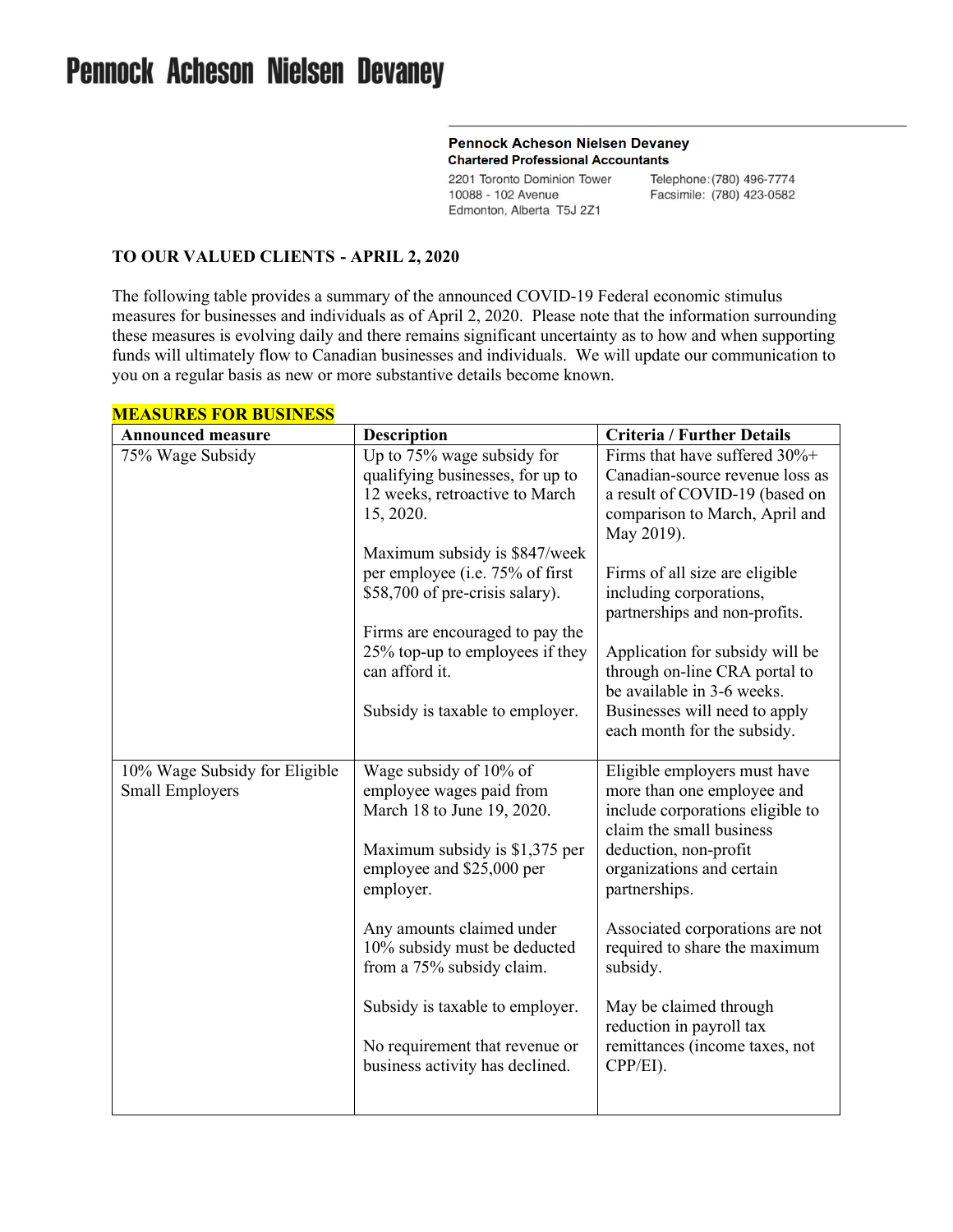# Pennock Acheson Nielsen Devaney

**Pennock Acheson Nielsen Devaney**
**Chartered Professional Accountants**

2201 Toronto Dominion Tower
10088 - 102 Avenue
Edmonton, Alberta T5J 2Z1

Telephone: (780) 496-7774
Facsimile: (780) 423-0582

**TO OUR VALUED CLIENTS - APRIL 2, 2020**

The following table provides a summary of the announced COVID-19 Federal economic stimulus measures for businesses and individuals as of April 2, 2020. Please note that the information surrounding these measures is evolving daily and there remains significant uncertainty as to how and when supporting funds will ultimately flow to Canadian businesses and individuals. We will update our communication to you on a regular basis as new or more substantive details become known.

**MEASURES FOR BUSINESS**

| Announced measure | Description | Criteria / Further Details |
|---|---|---|
| 75% Wage Subsidy | Up to 75% wage subsidy for qualifying businesses, for up to 12 weeks, retroactive to March 15, 2020.<br><br>Maximum subsidy is $847/week per employee (i.e. 75% of first $58,700 of pre-crisis salary).<br><br>Firms are encouraged to pay the 25% top-up to employees if they can afford it.<br><br>Subsidy is taxable to employer. | Firms that have suffered 30%+ Canadian-source revenue loss as a result of COVID-19 (based on comparison to March, April and May 2019).<br><br>Firms of all size are eligible including corporations, partnerships and non-profits.<br><br>Application for subsidy will be through on-line CRA portal to be available in 3-6 weeks. Businesses will need to apply each month for the subsidy. |
| 10% Wage Subsidy for Eligible Small Employers | Wage subsidy of 10% of employee wages paid from March 18 to June 19, 2020.<br><br>Maximum subsidy is $1,375 per employee and $25,000 per employer.<br><br>Any amounts claimed under 10% subsidy must be deducted from a 75% subsidy claim.<br><br>Subsidy is taxable to employer.<br><br>No requirement that revenue or business activity has declined. | Eligible employers must have more than one employee and include corporations eligible to claim the small business deduction, non-profit organizations and certain partnerships.<br><br>Associated corporations are not required to share the maximum subsidy.<br><br>May be claimed through reduction in payroll tax remittances (income taxes, not CPP/EI). |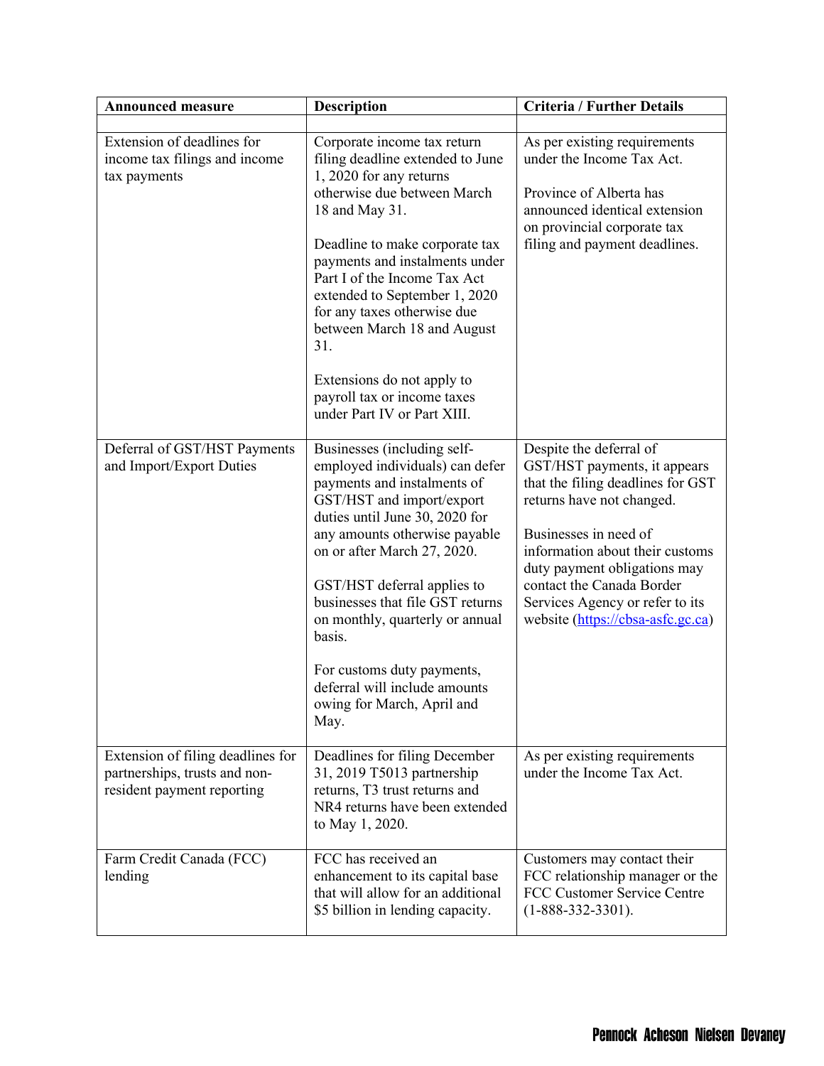| Announced measure | Description | Criteria / Further Details |
| --- | --- | --- |
| | | |
| Extension of deadlines for income tax filings and income tax payments | Corporate income tax return filing deadline extended to June 1, 2020 for any returns otherwise due between March 18 and May 31.<br><br>Deadline to make corporate tax payments and instalments under Part I of the Income Tax Act extended to September 1, 2020 for any taxes otherwise due between March 18 and August 31.<br><br>Extensions do not apply to payroll tax or income taxes under Part IV or Part XIII. | As per existing requirements under the Income Tax Act.<br><br>Province of Alberta has announced identical extension on provincial corporate tax filing and payment deadlines. |
| Deferral of GST/HST Payments and Import/Export Duties | Businesses (including self-employed individuals) can defer payments and instalments of GST/HST and import/export duties until June 30, 2020 for any amounts otherwise payable on or after March 27, 2020.<br><br>GST/HST deferral applies to businesses that file GST returns on monthly, quarterly or annual basis.<br><br>For customs duty payments, deferral will include amounts owing for March, April and May. | Despite the deferral of GST/HST payments, it appears that the filing deadlines for GST returns have not changed.<br><br>Businesses in need of information about their customs duty payment obligations may contact the Canada Border Services Agency or refer to its website ([https://cbsa-asfc.gc.ca](https://cbsa-asfc.gc.ca)) |
| Extension of filing deadlines for partnerships, trusts and non-resident payment reporting | Deadlines for filing December 31, 2019 T5013 partnership returns, T3 trust returns and NR4 returns have been extended to May 1, 2020. | As per existing requirements under the Income Tax Act. |
| Farm Credit Canada (FCC) lending | FCC has received an enhancement to its capital base that will allow for an additional $5 billion in lending capacity. | Customers may contact their FCC relationship manager or the FCC Customer Service Centre (1-888-332-3301). |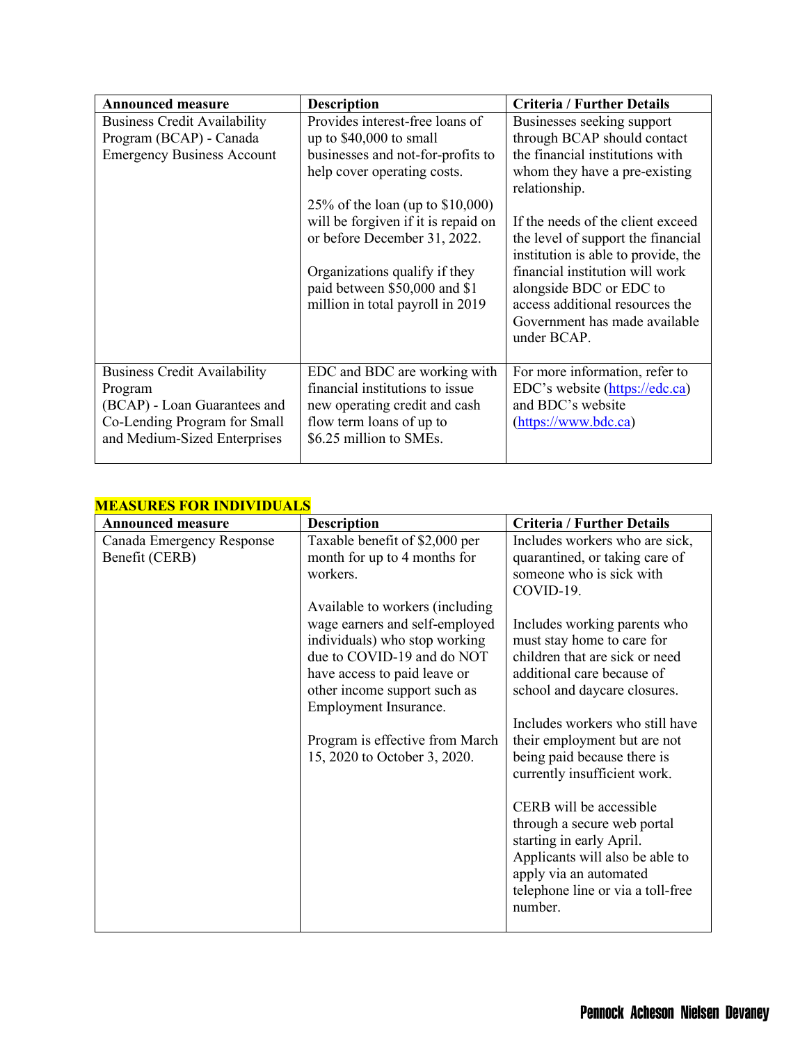| Announced measure | Description | Criteria / Further Details |
|---|---|---|
| Business Credit Availability Program (BCAP) - Canada Emergency Business Account | Provides interest-free loans of up to $40,000 to small businesses and not-for-profits to help cover operating costs.<br><br>25% of the loan (up to $10,000) will be forgiven if it is repaid on or before December 31, 2022.<br><br>Organizations qualify if they paid between $50,000 and $1 million in total payroll in 2019 | Businesses seeking support through BCAP should contact the financial institutions with whom they have a pre-existing relationship.<br><br>If the needs of the client exceed the level of support the financial institution is able to provide, the financial institution will work alongside BDC or EDC to access additional resources the Government has made available under BCAP. |
| Business Credit Availability Program (BCAP) - Loan Guarantees and Co-Lending Program for Small and Medium-Sized Enterprises | EDC and BDC are working with financial institutions to issue new operating credit and cash flow term loans of up to $6.25 million to SMEs. | For more information, refer to EDC's website (https://edc.ca) and BDC's website (https://www.bdc.ca) |

## MEASURES FOR INDIVIDUALS

| Announced measure | Description | Criteria / Further Details |
|---|---|---|
| Canada Emergency Response Benefit (CERB) | Taxable benefit of $2,000 per month for up to 4 months for workers.<br><br>Available to workers (including wage earners and self-employed individuals) who stop working due to COVID-19 and do NOT have access to paid leave or other income support such as Employment Insurance.<br><br>Program is effective from March 15, 2020 to October 3, 2020. | Includes workers who are sick, quarantined, or taking care of someone who is sick with COVID-19.<br><br>Includes working parents who must stay home to care for children that are sick or need additional care because of school and daycare closures.<br><br>Includes workers who still have their employment but are not being paid because there is currently insufficient work.<br><br>CERB will be accessible through a secure web portal starting in early April. Applicants will also be able to apply via an automated telephone line or via a toll-free number. |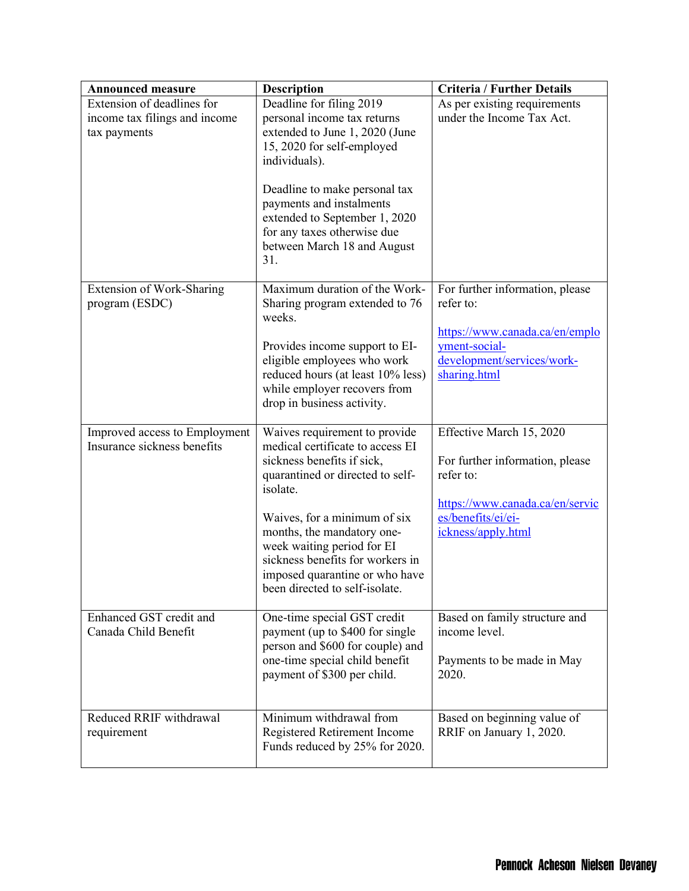| Announced measure | Description | Criteria / Further Details |
| --- | --- | --- |
| Extension of deadlines for income tax filings and income tax payments | Deadline for filing 2019 personal income tax returns extended to June 1, 2020 (June 15, 2020 for self-employed individuals).<br><br>Deadline to make personal tax payments and instalments extended to September 1, 2020 for any taxes otherwise due between March 18 and August 31. | As per existing requirements under the Income Tax Act. |
| Extension of Work-Sharing program (ESDC) | Maximum duration of the Work-Sharing program extended to 76 weeks.<br><br>Provides income support to EI-eligible employees who work reduced hours (at least 10% less) while employer recovers from drop in business activity. | For further information, please refer to:<br><br>https://www.canada.ca/en/employment-social-development/services/work-sharing.html |
| Improved access to Employment Insurance sickness benefits | Waives requirement to provide medical certificate to access EI sickness benefits if sick, quarantined or directed to self-isolate.<br><br>Waives, for a minimum of six months, the mandatory one-week waiting period for EI sickness benefits for workers in imposed quarantine or who have been directed to self-isolate. | Effective March 15, 2020<br><br>For further information, please refer to:<br><br>https://www.canada.ca/en/services/benefits/ei/ei-ickness/apply.html |
| Enhanced GST credit and Canada Child Benefit | One-time special GST credit payment (up to $400 for single person and $600 for couple) and one-time special child benefit payment of $300 per child. | Based on family structure and income level.<br><br>Payments to be made in May 2020. |
| Reduced RRIF withdrawal requirement | Minimum withdrawal from Registered Retirement Income Funds reduced by 25% for 2020. | Based on beginning value of RRIF on January 1, 2020. |